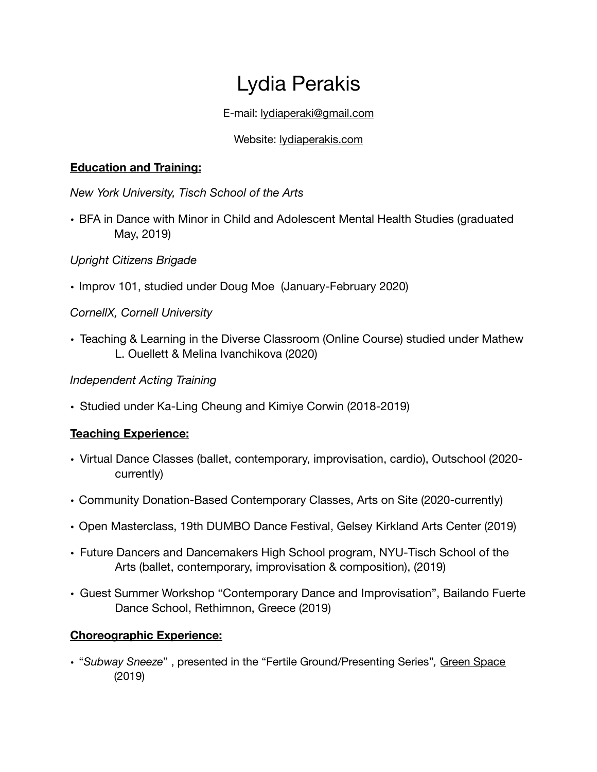# Lydia Perakis

E-mail: lydiaperaki@gmail.com

Website: lydiaperakis.com

**Education and Training:**

*New York University, Tisch School of the Arts*

- BFA in Dance with Minor in Child and Adolescent Mental Health Studies (graduated May, 2019)

*Upright Citizens Brigade*

- Improv 101, studied under Doug Moe (January-February 2020)

*CornellX, Cornell University*

- Teaching & Learning in the Diverse Classroom (Online Course) studied under Mathew L. Ouellett & Melina Ivanchikova (2020)

*Independent Acting Training*

- Studied under Ka-Ling Cheung and Kimiye Corwin (2018-2019)

**Teaching Experience:**

- Virtual Dance Classes (ballet, contemporary, improvisation, cardio), Outschool (2020-currently)
- Community Donation-Based Contemporary Classes, Arts on Site (2020-currently)
- Open Masterclass, 19th DUMBO Dance Festival, Gelsey Kirkland Arts Center (2019)
- Future Dancers and Dancemakers High School program, NYU-Tisch School of the Arts (ballet, contemporary, improvisation & composition), (2019)
- Guest Summer Workshop "Contemporary Dance and Improvisation", Bailando Fuerte Dance School, Rethimnon, Greece (2019)

**Choreographic Experience:**

- "*Subway Sneeze*" , presented in the "Fertile Ground/Presenting Series", Green Space (2019)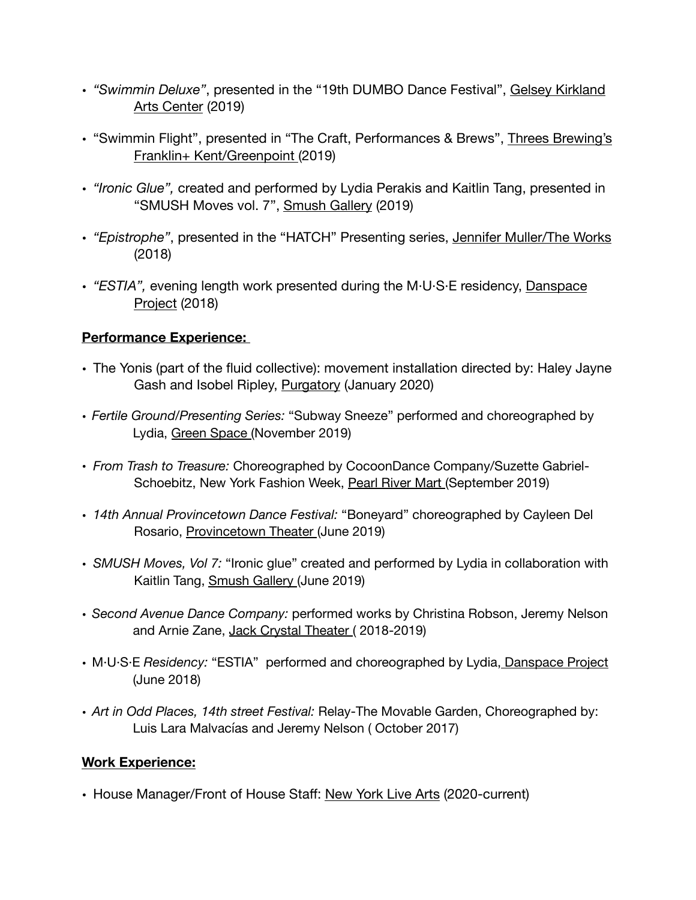- *"Swimmin Deluxe"*, presented in the "19th DUMBO Dance Festival", Gelsey Kirkland Arts Center (2019)
- "Swimmin Flight", presented in "The Craft, Performances & Brews", Threes Brewing's Franklin+ Kent/Greenpoint (2019)
- *"Ironic Glue",* created and performed by Lydia Perakis and Kaitlin Tang, presented in "SMUSH Moves vol. 7", Smush Gallery (2019)
- *"Epistrophe"*, presented in the "HATCH" Presenting series, Jennifer Muller/The Works (2018)
- *"ESTIA",* evening length work presented during the M·U·S·E residency, Danspace Project (2018)

**Performance Experience:**

- The Yonis (part of the fluid collective): movement installation directed by: Haley Jayne Gash and Isobel Ripley, Purgatory (January 2020)
- *Fertile Ground/Presenting Series:* "Subway Sneeze" performed and choreographed by Lydia, Green Space (November 2019)
- *From Trash to Treasure:* Choreographed by CocoonDance Company/Suzette Gabriel-Schoebitz, New York Fashion Week, Pearl River Mart (September 2019)
- *14th Annual Provincetown Dance Festival:* "Boneyard" choreographed by Cayleen Del Rosario, Provincetown Theater (June 2019)
- *SMUSH Moves, Vol 7:* "Ironic glue" created and performed by Lydia in collaboration with Kaitlin Tang, Smush Gallery (June 2019)
- *Second Avenue Dance Company:* performed works by Christina Robson, Jeremy Nelson and Arnie Zane, Jack Crystal Theater ( 2018-2019)
- M·U·S·E *Residency:* "ESTIA" performed and choreographed by Lydia, Danspace Project (June 2018)
- *Art in Odd Places, 14th street Festival:* Relay-The Movable Garden, Choreographed by: Luis Lara Malvacías and Jeremy Nelson ( October 2017)

**Work Experience:**

- House Manager/Front of House Staff: New York Live Arts (2020-current)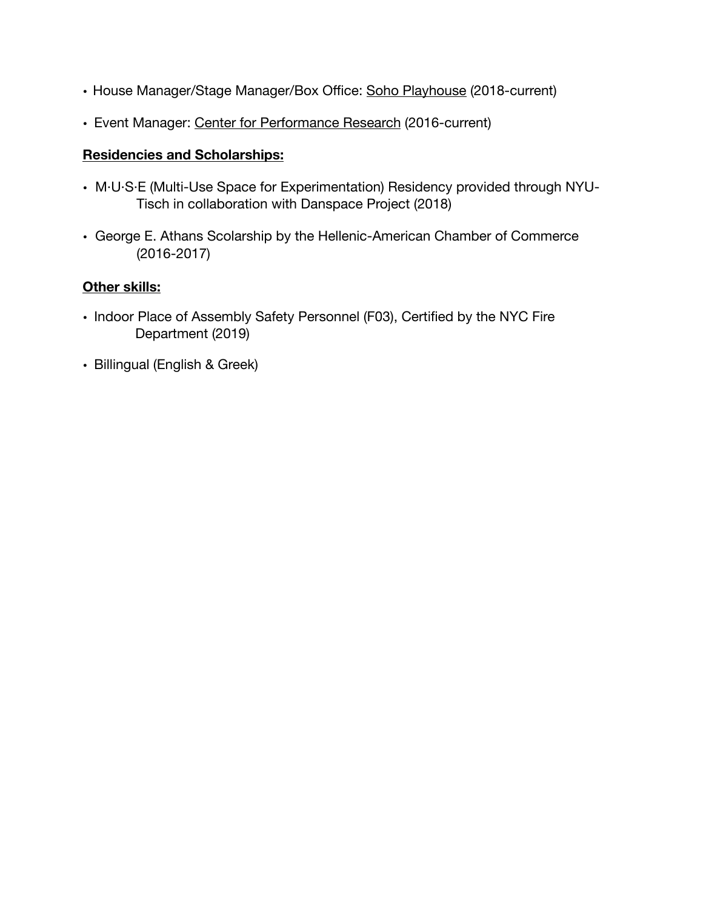- House Manager/Stage Manager/Box Office: Soho Playhouse (2018-current)
- Event Manager: Center for Performance Research (2016-current)

**Residencies and Scholarships:**

- M·U·S·E (Multi-Use Space for Experimentation) Residency provided through NYU-Tisch in collaboration with Danspace Project (2018)
- George E. Athans Scolarship by the Hellenic-American Chamber of Commerce (2016-2017)

**Other skills:**

- Indoor Place of Assembly Safety Personnel (F03), Certified by the NYC Fire Department (2019)
- Billingual (English & Greek)